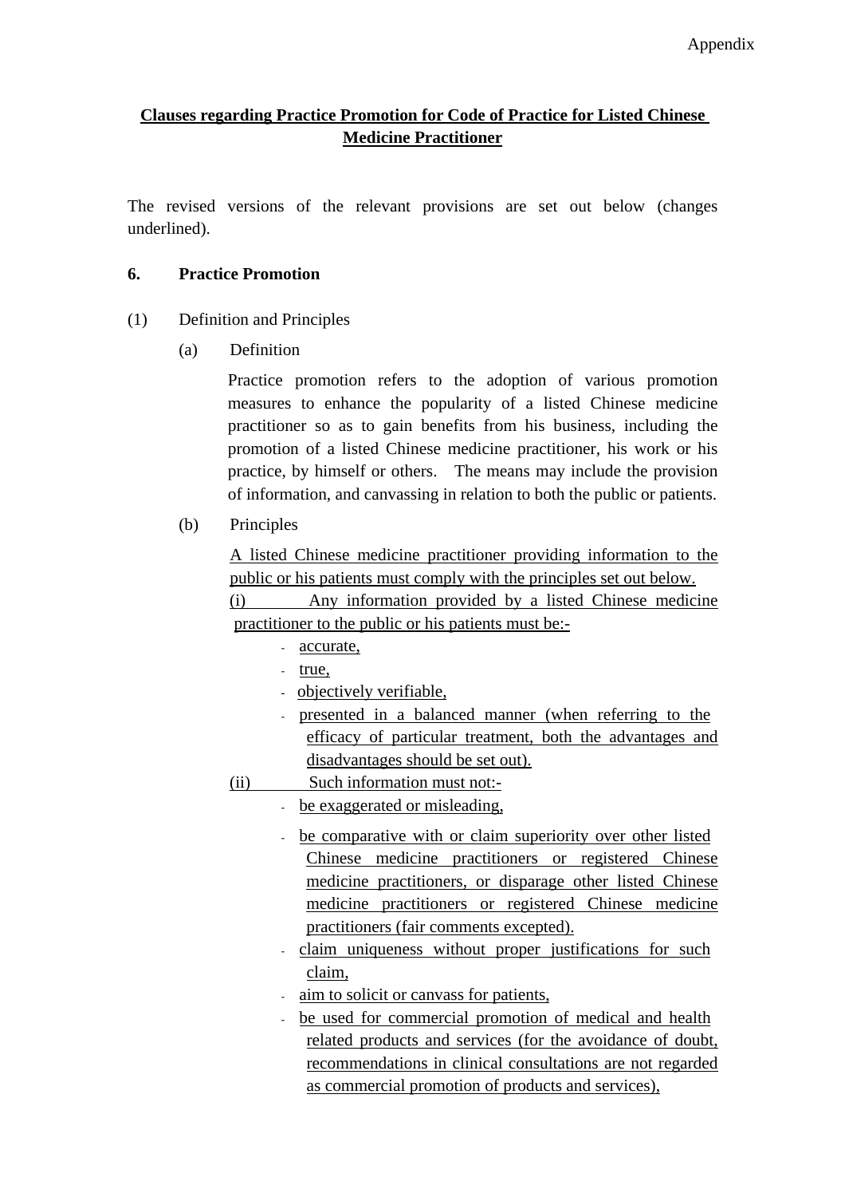Appendix

**Clauses regarding Practice Promotion for Code of Practice for Listed Chinese Medicine Practitioner**

The revised versions of the relevant provisions are set out below (changes underlined).

**6. Practice Promotion**

(1) Definition and Principles

(a) Definition

Practice promotion refers to the adoption of various promotion measures to enhance the popularity of a listed Chinese medicine practitioner so as to gain benefits from his business, including the promotion of a listed Chinese medicine practitioner, his work or his practice, by himself or others. The means may include the provision of information, and canvassing in relation to both the public or patients.

(b) Principles

<u>A listed Chinese medicine practitioner providing information to the public or his patients must comply with the principles set out below.</u>

<u>(i) Any information provided by a listed Chinese medicine practitioner to the public or his patients must be:-</u>

- <u>accurate,</u>
- <u>true,</u>
- <u>objectively verifiable,</u>
- <u>presented in a balanced manner (when referring to the efficacy of particular treatment, both the advantages and disadvantages should be set out).</u>

<u>(ii) Such information must not:-</u>

- <u>be exaggerated or misleading,</u>
- <u>be comparative with or claim superiority over other listed Chinese medicine practitioners or registered Chinese medicine practitioners, or disparage other listed Chinese medicine practitioners or registered Chinese medicine practitioners (fair comments excepted).</u>
- <u>claim uniqueness without proper justifications for such claim,</u>
- <u>aim to solicit or canvass for patients,</u>
- <u>be used for commercial promotion of medical and health related products and services (for the avoidance of doubt, recommendations in clinical consultations are not regarded as commercial promotion of products and services),</u>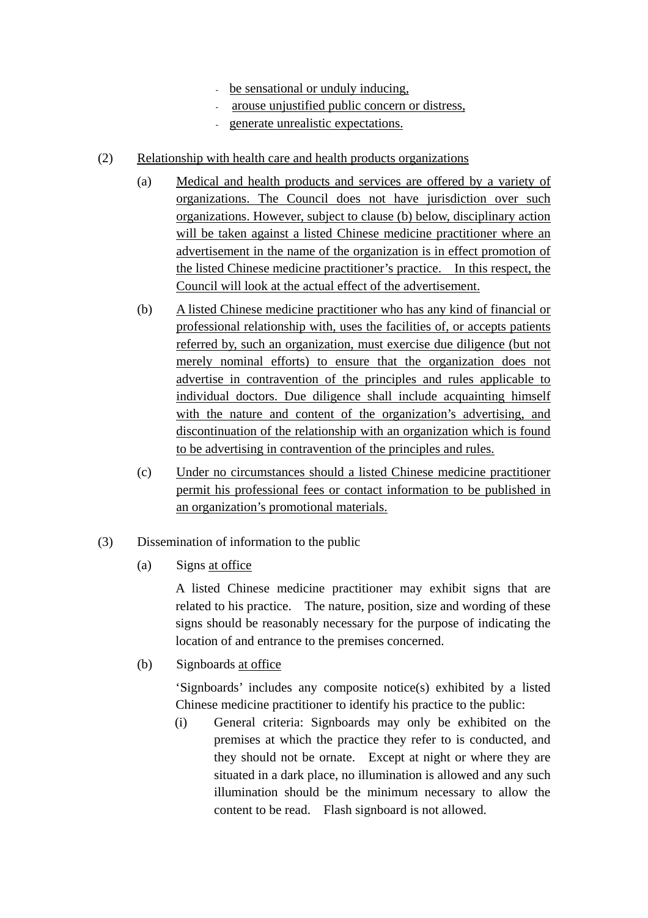- be sensational or unduly inducing,
- arouse unjustified public concern or distress,
- generate unrealistic expectations.

(2) Relationship with health care and health products organizations

(a) Medical and health products and services are offered by a variety of organizations. The Council does not have jurisdiction over such organizations. However, subject to clause (b) below, disciplinary action will be taken against a listed Chinese medicine practitioner where an advertisement in the name of the organization is in effect promotion of the listed Chinese medicine practitioner's practice. In this respect, the Council will look at the actual effect of the advertisement.

(b) A listed Chinese medicine practitioner who has any kind of financial or professional relationship with, uses the facilities of, or accepts patients referred by, such an organization, must exercise due diligence (but not merely nominal efforts) to ensure that the organization does not advertise in contravention of the principles and rules applicable to individual doctors. Due diligence shall include acquainting himself with the nature and content of the organization's advertising, and discontinuation of the relationship with an organization which is found to be advertising in contravention of the principles and rules.

(c) Under no circumstances should a listed Chinese medicine practitioner permit his professional fees or contact information to be published in an organization's promotional materials.

(3) Dissemination of information to the public

(a) Signs at office

A listed Chinese medicine practitioner may exhibit signs that are related to his practice. The nature, position, size and wording of these signs should be reasonably necessary for the purpose of indicating the location of and entrance to the premises concerned.

(b) Signboards at office

'Signboards' includes any composite notice(s) exhibited by a listed Chinese medicine practitioner to identify his practice to the public:

(i) General criteria: Signboards may only be exhibited on the premises at which the practice they refer to is conducted, and they should not be ornate. Except at night or where they are situated in a dark place, no illumination is allowed and any such illumination should be the minimum necessary to allow the content to be read. Flash signboard is not allowed.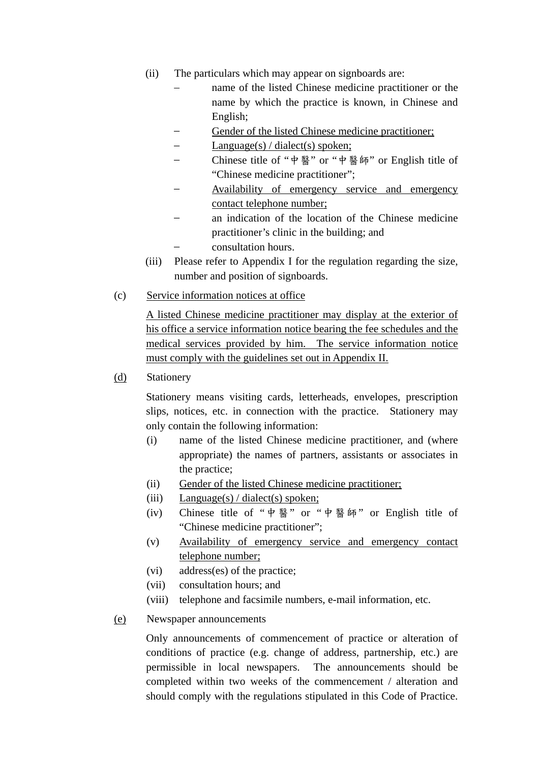(ii) The particulars which may appear on signboards are:

- name of the listed Chinese medicine practitioner or the name by which the practice is known, in Chinese and English;
- <u>Gender of the listed Chinese medicine practitioner;</u>
- <u>Language(s) / dialect(s) spoken;</u>
- Chinese title of "中醫" or "中醫師" or English title of "Chinese medicine practitioner";
- <u>Availability of emergency service and emergency contact telephone number;</u>
- an indication of the location of the Chinese medicine practitioner's clinic in the building; and
- consultation hours.

(iii) Please refer to Appendix I for the regulation regarding the size, number and position of signboards.

(c) <u>Service information notices at office</u>

<u>A listed Chinese medicine practitioner may display at the exterior of his office a service information notice bearing the fee schedules and the medical services provided by him. The service information notice must comply with the guidelines set out in Appendix II.</u>

<u>(d)</u> Stationery

Stationery means visiting cards, letterheads, envelopes, prescription slips, notices, etc. in connection with the practice. Stationery may only contain the following information:

(i) name of the listed Chinese medicine practitioner, and (where appropriate) the names of partners, assistants or associates in the practice;

(ii) <u>Gender of the listed Chinese medicine practitioner;</u>

(iii) <u>Language(s) / dialect(s) spoken;</u>

(iv) Chinese title of "中醫" or "中醫師" or English title of "Chinese medicine practitioner";

(v) <u>Availability of emergency service and emergency contact telephone number;</u>

(vi) address(es) of the practice;

(vii) consultation hours; and

(viii) telephone and facsimile numbers, e-mail information, etc.

<u>(e)</u> Newspaper announcements

Only announcements of commencement of practice or alteration of conditions of practice (e.g. change of address, partnership, etc.) are permissible in local newspapers. The announcements should be completed within two weeks of the commencement / alteration and should comply with the regulations stipulated in this Code of Practice.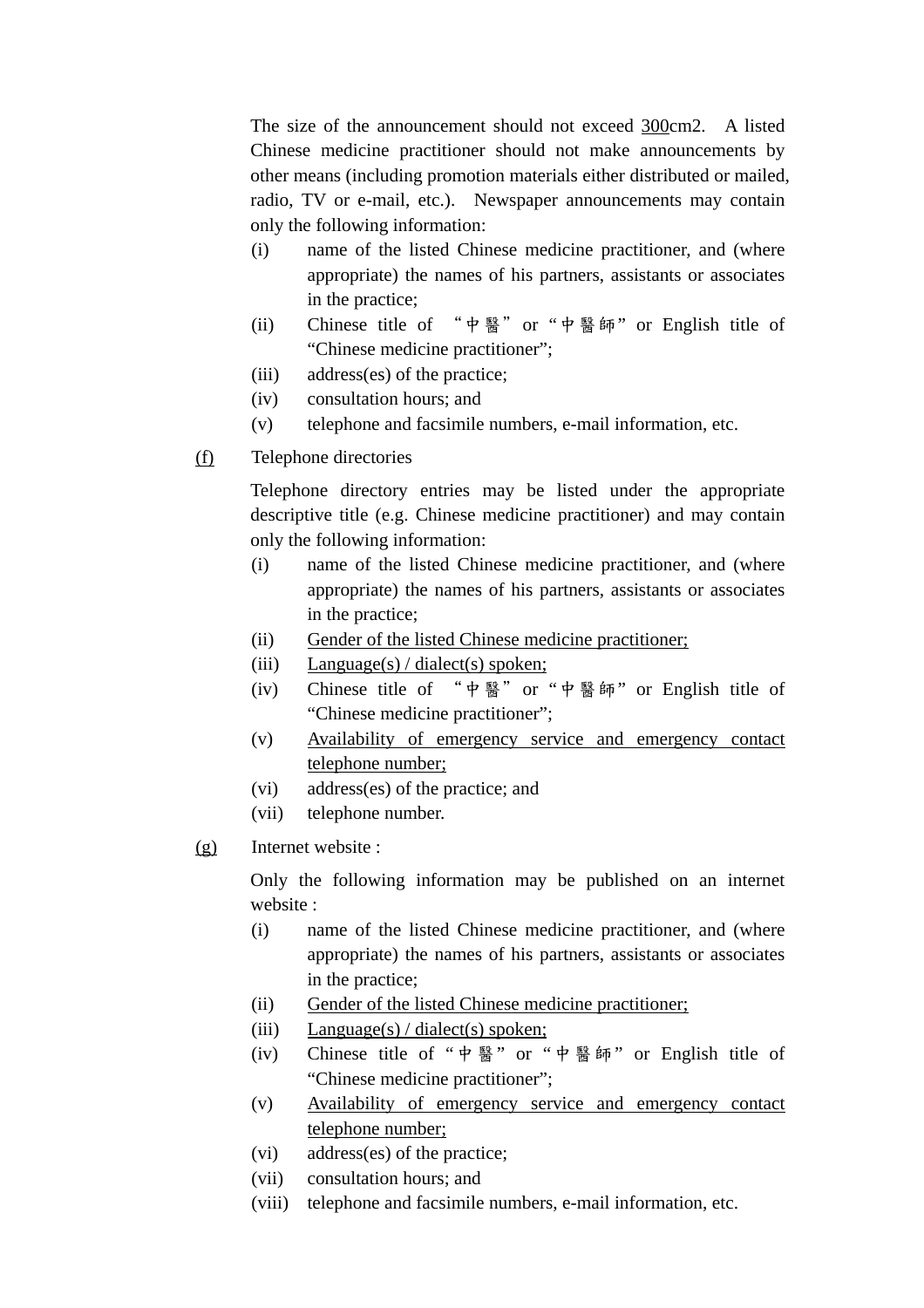The size of the announcement should not exceed <u>300</u>cm2. A listed Chinese medicine practitioner should not make announcements by other means (including promotion materials either distributed or mailed, radio, TV or e-mail, etc.). Newspaper announcements may contain only the following information:

(i) name of the listed Chinese medicine practitioner, and (where appropriate) the names of his partners, assistants or associates in the practice;

(ii) Chinese title of "中醫" or "中醫師" or English title of "Chinese medicine practitioner";

(iii) address(es) of the practice;

(iv) consultation hours; and

(v) telephone and facsimile numbers, e-mail information, etc.

<u>(f)</u> Telephone directories

Telephone directory entries may be listed under the appropriate descriptive title (e.g. Chinese medicine practitioner) and may contain only the following information:

(i) name of the listed Chinese medicine practitioner, and (where appropriate) the names of his partners, assistants or associates in the practice;

(ii) <u>Gender of the listed Chinese medicine practitioner;</u>

(iii) <u>Language(s) / dialect(s) spoken;</u>

(iv) Chinese title of "中醫" or "中醫師" or English title of "Chinese medicine practitioner";

(v) <u>Availability of emergency service and emergency contact telephone number;</u>

(vi) address(es) of the practice; and

(vii) telephone number.

<u>(g)</u> Internet website :

Only the following information may be published on an internet website :

(i) name of the listed Chinese medicine practitioner, and (where appropriate) the names of his partners, assistants or associates in the practice;

(ii) <u>Gender of the listed Chinese medicine practitioner;</u>

(iii) <u>Language(s) / dialect(s) spoken;</u>

(iv) Chinese title of "中醫" or "中醫師" or English title of "Chinese medicine practitioner";

(v) <u>Availability of emergency service and emergency contact telephone number;</u>

(vi) address(es) of the practice;

(vii) consultation hours; and

(viii) telephone and facsimile numbers, e-mail information, etc.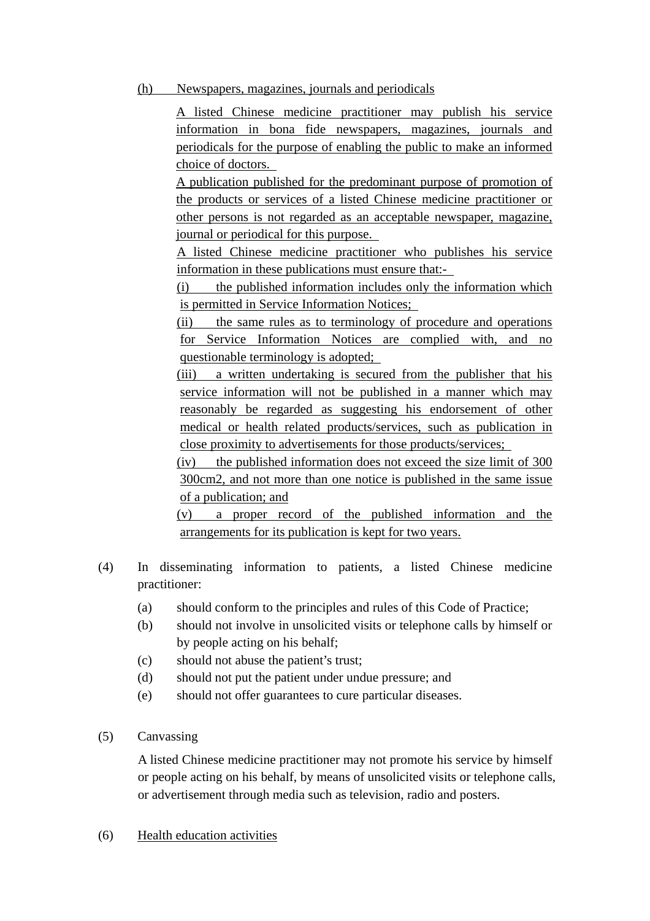(h) Newspapers, magazines, journals and periodicals

A listed Chinese medicine practitioner may publish his service information in bona fide newspapers, magazines, journals and periodicals for the purpose of enabling the public to make an informed choice of doctors.

A publication published for the predominant purpose of promotion of the products or services of a listed Chinese medicine practitioner or other persons is not regarded as an acceptable newspaper, magazine, journal or periodical for this purpose.

A listed Chinese medicine practitioner who publishes his service information in these publications must ensure that:-

(i) the published information includes only the information which is permitted in Service Information Notices;

(ii) the same rules as to terminology of procedure and operations for Service Information Notices are complied with, and no questionable terminology is adopted;

(iii) a written undertaking is secured from the publisher that his service information will not be published in a manner which may reasonably be regarded as suggesting his endorsement of other medical or health related products/services, such as publication in close proximity to advertisements for those products/services;

(iv) the published information does not exceed the size limit of 300 300cm2, and not more than one notice is published in the same issue of a publication; and

(v) a proper record of the published information and the arrangements for its publication is kept for two years.

(4) In disseminating information to patients, a listed Chinese medicine practitioner:

- (a) should conform to the principles and rules of this Code of Practice;
- (b) should not involve in unsolicited visits or telephone calls by himself or by people acting on his behalf;
- (c) should not abuse the patient's trust;
- (d) should not put the patient under undue pressure; and
- (e) should not offer guarantees to cure particular diseases.

(5) Canvassing

A listed Chinese medicine practitioner may not promote his service by himself or people acting on his behalf, by means of unsolicited visits or telephone calls, or advertisement through media such as television, radio and posters.

(6) Health education activities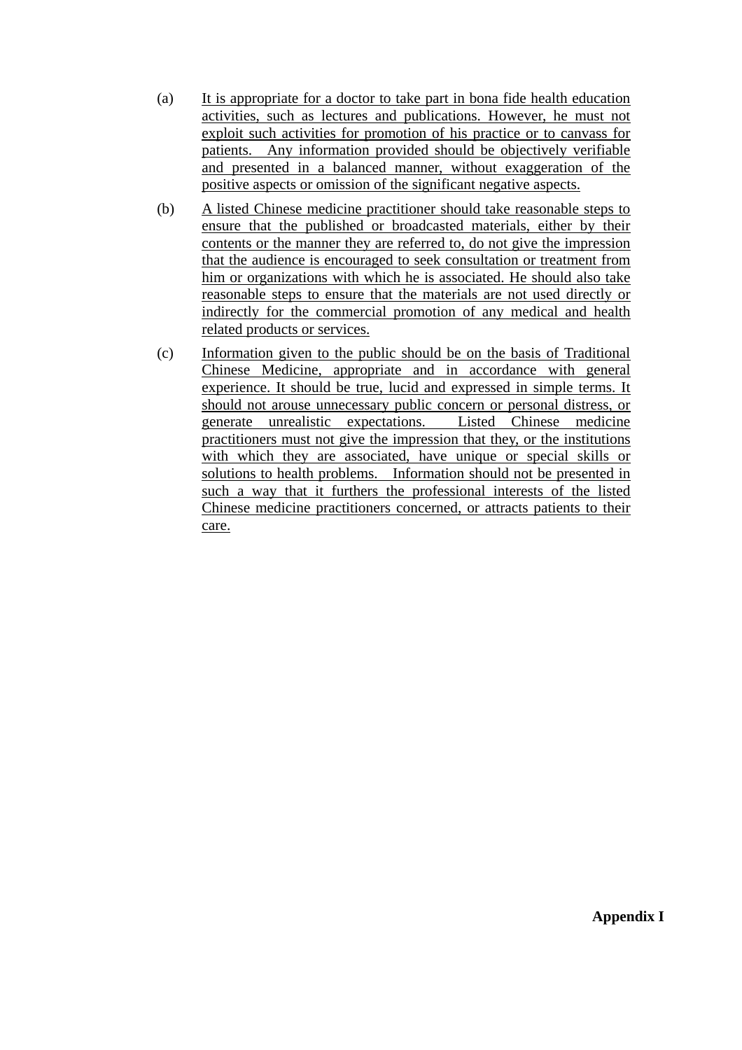(a) It is appropriate for a doctor to take part in bona fide health education activities, such as lectures and publications. However, he must not exploit such activities for promotion of his practice or to canvass for patients. Any information provided should be objectively verifiable and presented in a balanced manner, without exaggeration of the positive aspects or omission of the significant negative aspects.

(b) A listed Chinese medicine practitioner should take reasonable steps to ensure that the published or broadcasted materials, either by their contents or the manner they are referred to, do not give the impression that the audience is encouraged to seek consultation or treatment from him or organizations with which he is associated. He should also take reasonable steps to ensure that the materials are not used directly or indirectly for the commercial promotion of any medical and health related products or services.

(c) Information given to the public should be on the basis of Traditional Chinese Medicine, appropriate and in accordance with general experience. It should be true, lucid and expressed in simple terms. It should not arouse unnecessary public concern or personal distress, or generate unrealistic expectations. Listed Chinese medicine practitioners must not give the impression that they, or the institutions with which they are associated, have unique or special skills or solutions to health problems. Information should not be presented in such a way that it furthers the professional interests of the listed Chinese medicine practitioners concerned, or attracts patients to their care.

**Appendix I**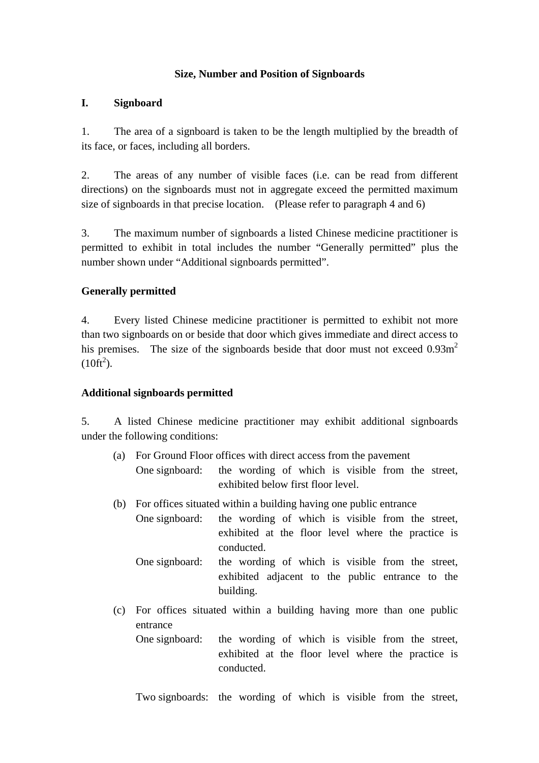### Size, Number and Position of Signboards

## I. Signboard

1. The area of a signboard is taken to be the length multiplied by the breadth of its face, or faces, including all borders.

2. The areas of any number of visible faces (i.e. can be read from different directions) on the signboards must not in aggregate exceed the permitted maximum size of signboards in that precise location. (Please refer to paragraph 4 and 6)

3. The maximum number of signboards a listed Chinese medicine practitioner is permitted to exhibit in total includes the number "Generally permitted" plus the number shown under "Additional signboards permitted".

**Generally permitted**

4. Every listed Chinese medicine practitioner is permitted to exhibit not more than two signboards on or beside that door which gives immediate and direct access to his premises. The size of the signboards beside that door must not exceed $0.93m^2$ ($10ft^2$).

**Additional signboards permitted**

5. A listed Chinese medicine practitioner may exhibit additional signboards under the following conditions:

(a) For Ground Floor offices with direct access from the pavement

One signboard: the wording of which is visible from the street, exhibited below first floor level.

(b) For offices situated within a building having one public entrance

One signboard: the wording of which is visible from the street, exhibited at the floor level where the practice is conducted.

One signboard: the wording of which is visible from the street, exhibited adjacent to the public entrance to the building.

(c) For offices situated within a building having more than one public entrance

One signboard: the wording of which is visible from the street, exhibited at the floor level where the practice is conducted.

Two signboards: the wording of which is visible from the street,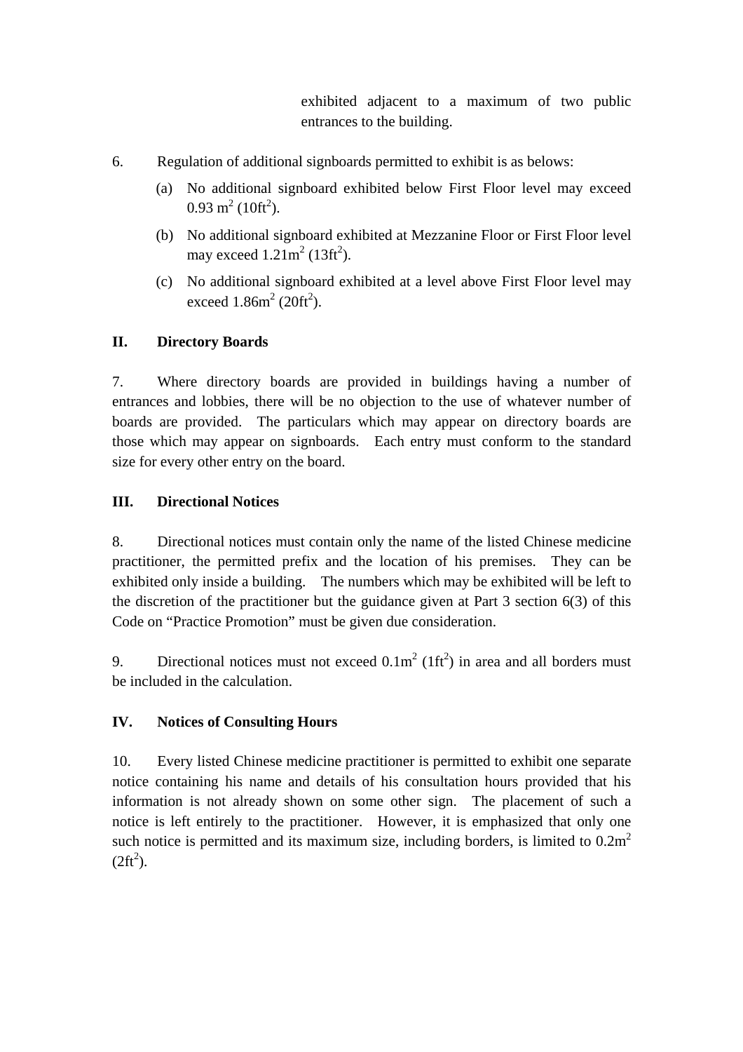exhibited adjacent to a maximum of two public entrances to the building.

6. Regulation of additional signboards permitted to exhibit is as belows:

(a) No additional signboard exhibited below First Floor level may exceed 0.93 $m^2$ ($10ft^2$).

(b) No additional signboard exhibited at Mezzanine Floor or First Floor level may exceed $1.21m^2$ ($13ft^2$).

(c) No additional signboard exhibited at a level above First Floor level may exceed $1.86m^2$ ($20ft^2$).

**II. Directory Boards**

7. Where directory boards are provided in buildings having a number of entrances and lobbies, there will be no objection to the use of whatever number of boards are provided. The particulars which may appear on directory boards are those which may appear on signboards. Each entry must conform to the standard size for every other entry on the board.

**III. Directional Notices**

8. Directional notices must contain only the name of the listed Chinese medicine practitioner, the permitted prefix and the location of his premises. They can be exhibited only inside a building. The numbers which may be exhibited will be left to the discretion of the practitioner but the guidance given at Part 3 section 6(3) of this Code on "Practice Promotion" must be given due consideration.

9. Directional notices must not exceed $0.1m^2$ ($1ft^2$) in area and all borders must be included in the calculation.

**IV. Notices of Consulting Hours**

10. Every listed Chinese medicine practitioner is permitted to exhibit one separate notice containing his name and details of his consultation hours provided that his information is not already shown on some other sign. The placement of such a notice is left entirely to the practitioner. However, it is emphasized that only one such notice is permitted and its maximum size, including borders, is limited to $0.2m^2$ ($2ft^2$).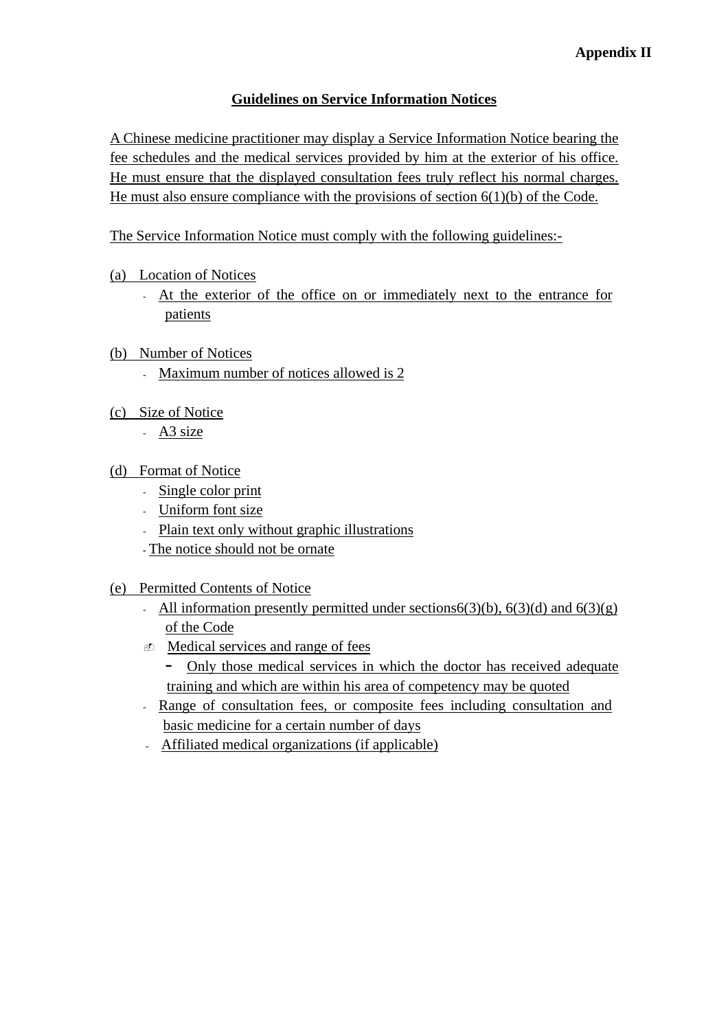**Appendix II**

## Guidelines on Service Information Notices

A Chinese medicine practitioner may display a Service Information Notice bearing the fee schedules and the medical services provided by him at the exterior of his office. He must ensure that the displayed consultation fees truly reflect his normal charges. He must also ensure compliance with the provisions of section 6(1)(b) of the Code.

The Service Information Notice must comply with the following guidelines:-

(a) Location of Notices

- At the exterior of the office on or immediately next to the entrance for patients

(b) Number of Notices

- Maximum number of notices allowed is 2

(c) Size of Notice

- A3 size

(d) Format of Notice

- Single color print
- Uniform font size
- Plain text only without graphic illustrations
- The notice should not be ornate

(e) Permitted Contents of Notice

- All information presently permitted under sections6(3)(b), 6(3)(d) and 6(3)(g) of the Code
- Medical services and range of fees
  - Only those medical services in which the doctor has received adequate training and which are within his area of competency may be quoted
- Range of consultation fees, or composite fees including consultation and basic medicine for a certain number of days
- Affiliated medical organizations (if applicable)